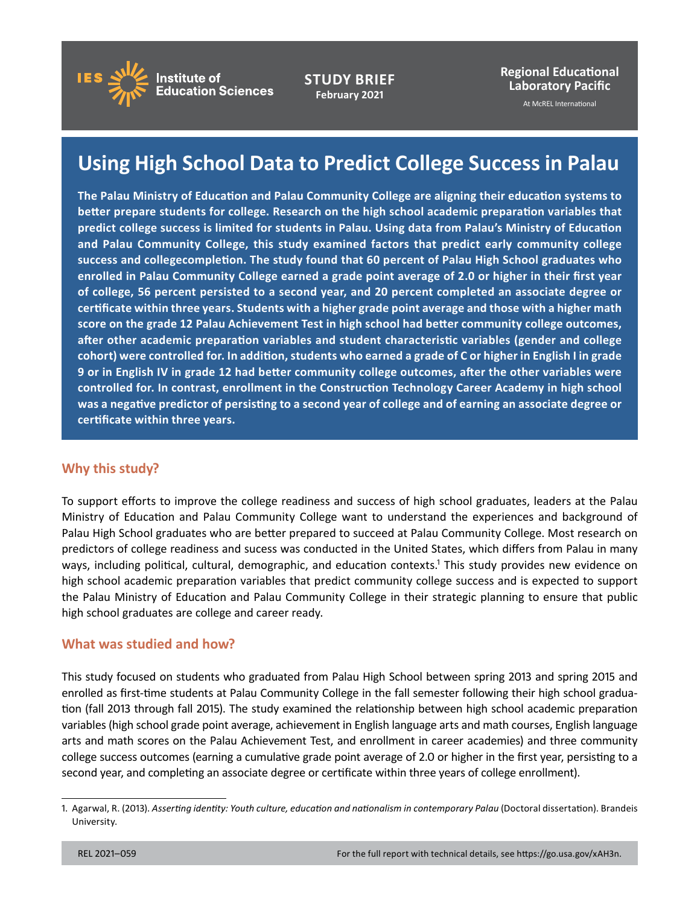IES Institute of Education Sciences

**STUDY BRIEF**
**February 2021**

**Regional Educational Laboratory Pacific**
At McREL International

# Using High School Data to Predict College Success in Palau

**The Palau Ministry of Education and Palau Community College are aligning their education systems to better prepare students for college. Research on the high school academic preparation variables that predict college success is limited for students in Palau. Using data from Palau's Ministry of Education and Palau Community College, this study examined factors that predict early community college success and collegecompletion. The study found that 60 percent of Palau High School graduates who enrolled in Palau Community College earned a grade point average of 2.0 or higher in their first year of college, 56 percent persisted to a second year, and 20 percent completed an associate degree or certificate within three years. Students with a higher grade point average and those with a higher math score on the grade 12 Palau Achievement Test in high school had better community college outcomes, after other academic preparation variables and student characteristic variables (gender and college cohort) were controlled for. In addition, students who earned a grade of C or higher in English I in grade 9 or in English IV in grade 12 had better community college outcomes, after the other variables were controlled for. In contrast, enrollment in the Construction Technology Career Academy in high school was a negative predictor of persisting to a second year of college and of earning an associate degree or certificate within three years.**

## Why this study?

To support efforts to improve the college readiness and success of high school graduates, leaders at the Palau Ministry of Education and Palau Community College want to understand the experiences and background of Palau High School graduates who are better prepared to succeed at Palau Community College. Most research on predictors of college readiness and sucess was conducted in the United States, which differs from Palau in many ways, including political, cultural, demographic, and education contexts.[1] This study provides new evidence on high school academic preparation variables that predict community college success and is expected to support the Palau Ministry of Education and Palau Community College in their strategic planning to ensure that public high school graduates are college and career ready.

## What was studied and how?

This study focused on students who graduated from Palau High School between spring 2013 and spring 2015 and enrolled as first-time students at Palau Community College in the fall semester following their high school graduation (fall 2013 through fall 2015). The study examined the relationship between high school academic preparation variables (high school grade point average, achievement in English language arts and math courses, English language arts and math scores on the Palau Achievement Test, and enrollment in career academies) and three community college success outcomes (earning a cumulative grade point average of 2.0 or higher in the first year, persisting to a second year, and completing an associate degree or certificate within three years of college enrollment).

1. Agarwal, R. (2013). *Asserting identity: Youth culture, education and nationalism in contemporary Palau* (Doctoral dissertation). Brandeis University.

REL 2021–059 For the full report with technical details, see https://go.usa.gov/xAH3n.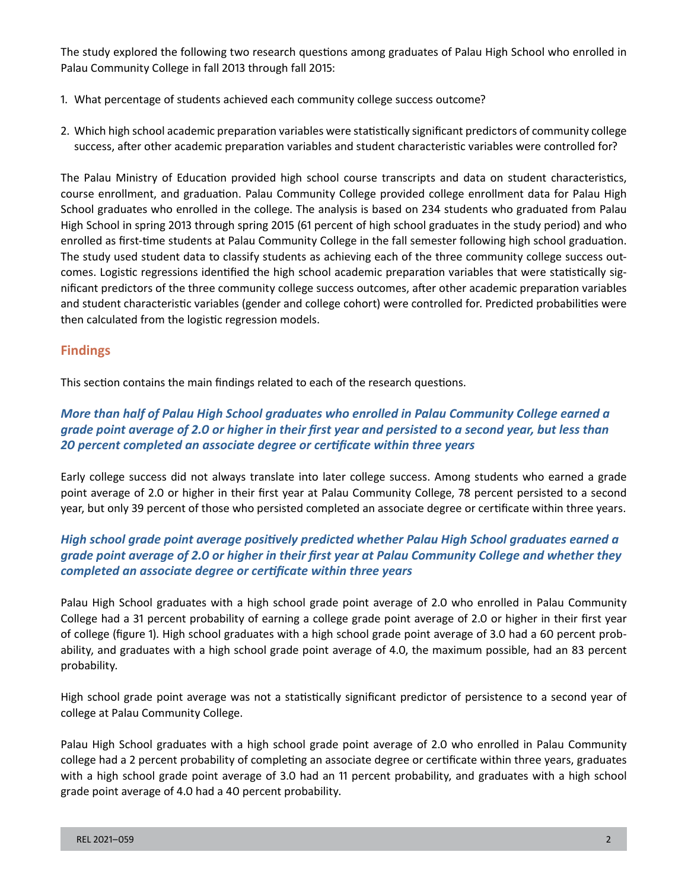The study explored the following two research questions among graduates of Palau High School who enrolled in Palau Community College in fall 2013 through fall 2015:

1. What percentage of students achieved each community college success outcome?

2. Which high school academic preparation variables were statistically significant predictors of community college success, after other academic preparation variables and student characteristic variables were controlled for?

The Palau Ministry of Education provided high school course transcripts and data on student characteristics, course enrollment, and graduation. Palau Community College provided college enrollment data for Palau High School graduates who enrolled in the college. The analysis is based on 234 students who graduated from Palau High School in spring 2013 through spring 2015 (61 percent of high school graduates in the study period) and who enrolled as first-time students at Palau Community College in the fall semester following high school graduation. The study used student data to classify students as achieving each of the three community college success outcomes. Logistic regressions identified the high school academic preparation variables that were statistically significant predictors of the three community college success outcomes, after other academic preparation variables and student characteristic variables (gender and college cohort) were controlled for. Predicted probabilities were then calculated from the logistic regression models.

## Findings

This section contains the main findings related to each of the research questions.

### *More than half of Palau High School graduates who enrolled in Palau Community College earned a grade point average of 2.0 or higher in their first year and persisted to a second year, but less than 20 percent completed an associate degree or certificate within three years*

Early college success did not always translate into later college success. Among students who earned a grade point average of 2.0 or higher in their first year at Palau Community College, 78 percent persisted to a second year, but only 39 percent of those who persisted completed an associate degree or certificate within three years.

### *High school grade point average positively predicted whether Palau High School graduates earned a grade point average of 2.0 or higher in their first year at Palau Community College and whether they completed an associate degree or certificate within three years*

Palau High School graduates with a high school grade point average of 2.0 who enrolled in Palau Community College had a 31 percent probability of earning a college grade point average of 2.0 or higher in their first year of college (figure 1). High school graduates with a high school grade point average of 3.0 had a 60 percent probability, and graduates with a high school grade point average of 4.0, the maximum possible, had an 83 percent probability.

High school grade point average was not a statistically significant predictor of persistence to a second year of college at Palau Community College.

Palau High School graduates with a high school grade point average of 2.0 who enrolled in Palau Community college had a 2 percent probability of completing an associate degree or certificate within three years, graduates with a high school grade point average of 3.0 had an 11 percent probability, and graduates with a high school grade point average of 4.0 had a 40 percent probability.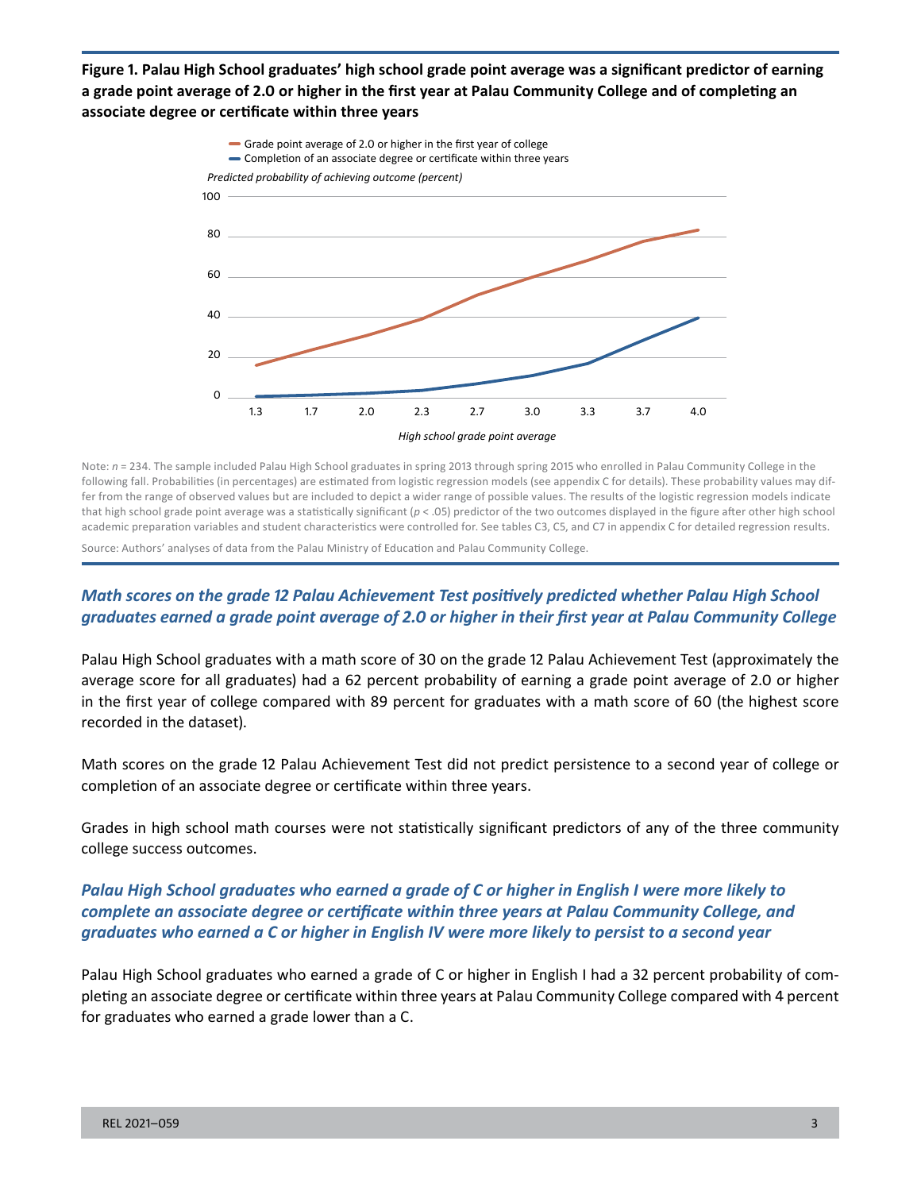**Figure 1. Palau High School graduates' high school grade point average was a significant predictor of earning a grade point average of 2.0 or higher in the first year at Palau Community College and of completing an associate degree or certificate within three years**

Note: $n$ = 234. The sample included Palau High School graduates in spring 2013 through spring 2015 who enrolled in Palau Community College in the following fall. Probabilities (in percentages) are estimated from logistic regression models (see appendix C for details). These probability values may differ from the range of observed values but are included to depict a wider range of possible values. The results of the logistic regression models indicate that high school grade point average was a statistically significant ($p < .05$) predictor of the two outcomes displayed in the figure after other high school academic preparation variables and student characteristics were controlled for. See tables C3, C5, and C7 in appendix C for detailed regression results.

Source: Authors' analyses of data from the Palau Ministry of Education and Palau Community College.

### *Math scores on the grade 12 Palau Achievement Test positively predicted whether Palau High School graduates earned a grade point average of 2.0 or higher in their first year at Palau Community College*

Palau High School graduates with a math score of 30 on the grade 12 Palau Achievement Test (approximately the average score for all graduates) had a 62 percent probability of earning a grade point average of 2.0 or higher in the first year of college compared with 89 percent for graduates with a math score of 60 (the highest score recorded in the dataset).

Math scores on the grade 12 Palau Achievement Test did not predict persistence to a second year of college or completion of an associate degree or certificate within three years.

Grades in high school math courses were not statistically significant predictors of any of the three community college success outcomes.

### *Palau High School graduates who earned a grade of C or higher in English I were more likely to complete an associate degree or certificate within three years at Palau Community College, and graduates who earned a C or higher in English IV were more likely to persist to a second year*

Palau High School graduates who earned a grade of C or higher in English I had a 32 percent probability of completing an associate degree or certificate within three years at Palau Community College compared with 4 percent for graduates who earned a grade lower than a C.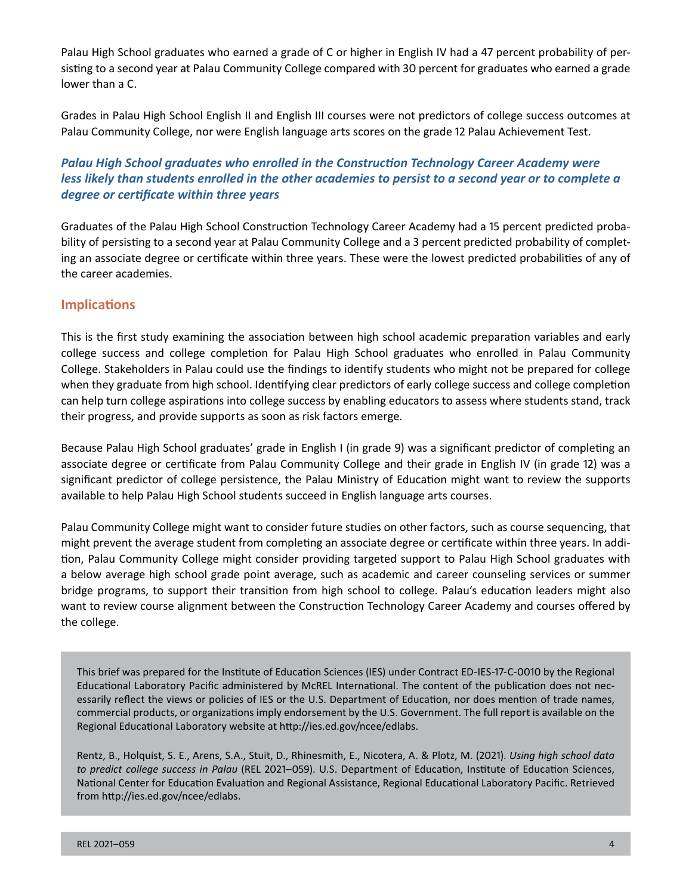Palau High School graduates who earned a grade of C or higher in English IV had a 47 percent probability of persisting to a second year at Palau Community College compared with 30 percent for graduates who earned a grade lower than a C.

Grades in Palau High School English II and English III courses were not predictors of college success outcomes at Palau Community College, nor were English language arts scores on the grade 12 Palau Achievement Test.

### *Palau High School graduates who enrolled in the Construction Technology Career Academy were less likely than students enrolled in the other academies to persist to a second year or to complete a degree or certificate within three years*

Graduates of the Palau High School Construction Technology Career Academy had a 15 percent predicted probability of persisting to a second year at Palau Community College and a 3 percent predicted probability of completing an associate degree or certificate within three years. These were the lowest predicted probabilities of any of the career academies.

## Implications

This is the first study examining the association between high school academic preparation variables and early college success and college completion for Palau High School graduates who enrolled in Palau Community College. Stakeholders in Palau could use the findings to identify students who might not be prepared for college when they graduate from high school. Identifying clear predictors of early college success and college completion can help turn college aspirations into college success by enabling educators to assess where students stand, track their progress, and provide supports as soon as risk factors emerge.

Because Palau High School graduates' grade in English I (in grade 9) was a significant predictor of completing an associate degree or certificate from Palau Community College and their grade in English IV (in grade 12) was a significant predictor of college persistence, the Palau Ministry of Education might want to review the supports available to help Palau High School students succeed in English language arts courses.

Palau Community College might want to consider future studies on other factors, such as course sequencing, that might prevent the average student from completing an associate degree or certificate within three years. In addition, Palau Community College might consider providing targeted support to Palau High School graduates with a below average high school grade point average, such as academic and career counseling services or summer bridge programs, to support their transition from high school to college. Palau's education leaders might also want to review course alignment between the Construction Technology Career Academy and courses offered by the college.

This brief was prepared for the Institute of Education Sciences (IES) under Contract ED-IES-17-C-0010 by the Regional Educational Laboratory Pacific administered by McREL International. The content of the publication does not necessarily reflect the views or policies of IES or the U.S. Department of Education, nor does mention of trade names, commercial products, or organizations imply endorsement by the U.S. Government. The full report is available on the Regional Educational Laboratory website at http://ies.ed.gov/ncee/edlabs.

Rentz, B., Holquist, S. E., Arens, S.A., Stuit, D., Rhinesmith, E., Nicotera, A. & Plotz, M. (2021). *Using high school data to predict college success in Palau* (REL 2021–059). U.S. Department of Education, Institute of Education Sciences, National Center for Education Evaluation and Regional Assistance, Regional Educational Laboratory Pacific. Retrieved from http://ies.ed.gov/ncee/edlabs.